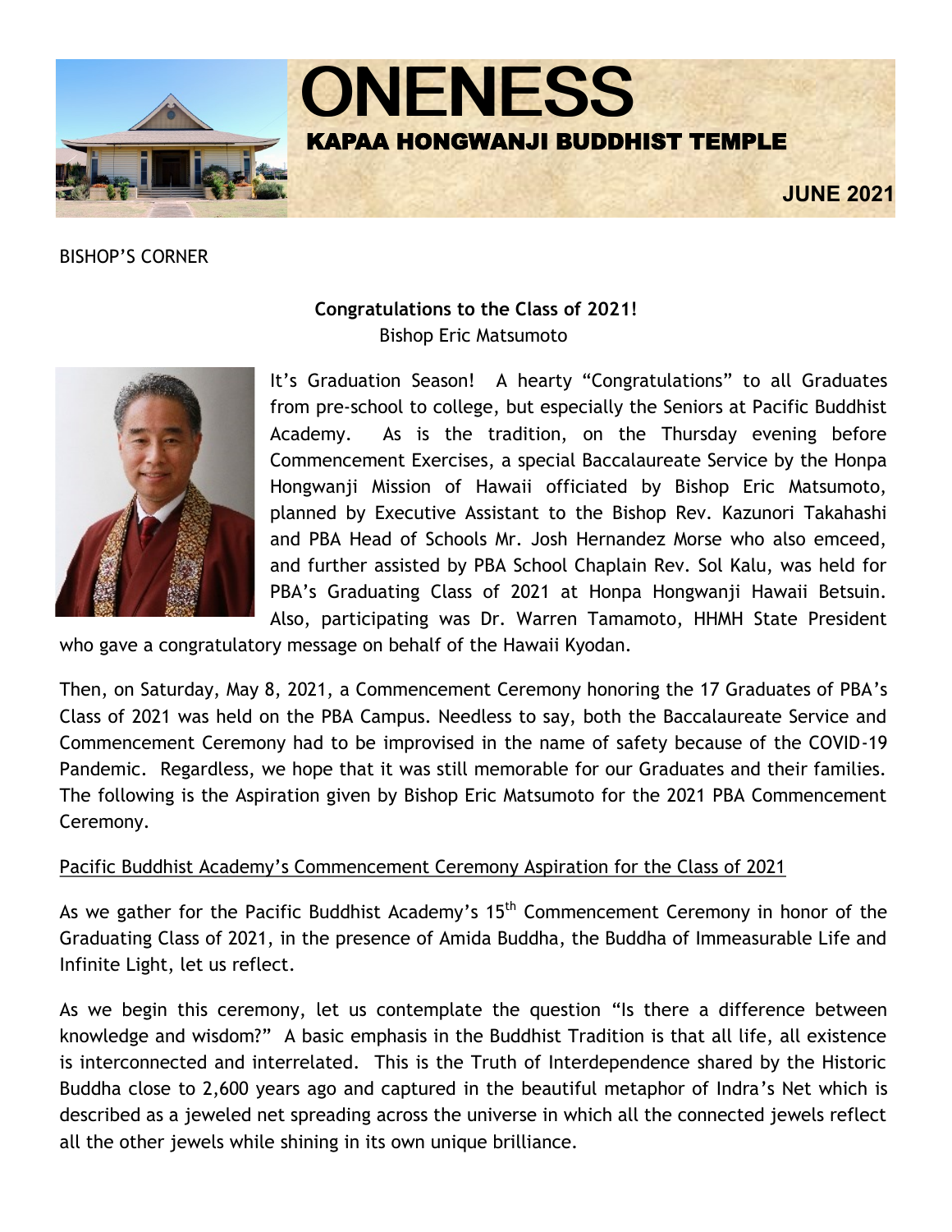# ONENESS

## KAPAA HONGWANJI BUDDHIST TEMPLE

**JUNE 2021**

BISHOP'S CORNER

**Congratulations to the Class of 2021!**
Bishop Eric Matsumoto

It's Graduation Season! A hearty "Congratulations" to all Graduates from pre-school to college, but especially the Seniors at Pacific Buddhist Academy. As is the tradition, on the Thursday evening before Commencement Exercises, a special Baccalaureate Service by the Honpa Hongwanji Mission of Hawaii officiated by Bishop Eric Matsumoto, planned by Executive Assistant to the Bishop Rev. Kazunori Takahashi and PBA Head of Schools Mr. Josh Hernandez Morse who also emceed, and further assisted by PBA School Chaplain Rev. Sol Kalu, was held for PBA's Graduating Class of 2021 at Honpa Hongwanji Hawaii Betsuin. Also, participating was Dr. Warren Tamamoto, HHMH State President who gave a congratulatory message on behalf of the Hawaii Kyodan.

Then, on Saturday, May 8, 2021, a Commencement Ceremony honoring the 17 Graduates of PBA's Class of 2021 was held on the PBA Campus. Needless to say, both the Baccalaureate Service and Commencement Ceremony had to be improvised in the name of safety because of the COVID-19 Pandemic. Regardless, we hope that it was still memorable for our Graduates and their families. The following is the Aspiration given by Bishop Eric Matsumoto for the 2021 PBA Commencement Ceremony.

Pacific Buddhist Academy's Commencement Ceremony Aspiration for the Class of 2021

As we gather for the Pacific Buddhist Academy's 15th Commencement Ceremony in honor of the Graduating Class of 2021, in the presence of Amida Buddha, the Buddha of Immeasurable Life and Infinite Light, let us reflect.

As we begin this ceremony, let us contemplate the question "Is there a difference between knowledge and wisdom?" A basic emphasis in the Buddhist Tradition is that all life, all existence is interconnected and interrelated. This is the Truth of Interdependence shared by the Historic Buddha close to 2,600 years ago and captured in the beautiful metaphor of Indra's Net which is described as a jeweled net spreading across the universe in which all the connected jewels reflect all the other jewels while shining in its own unique brilliance.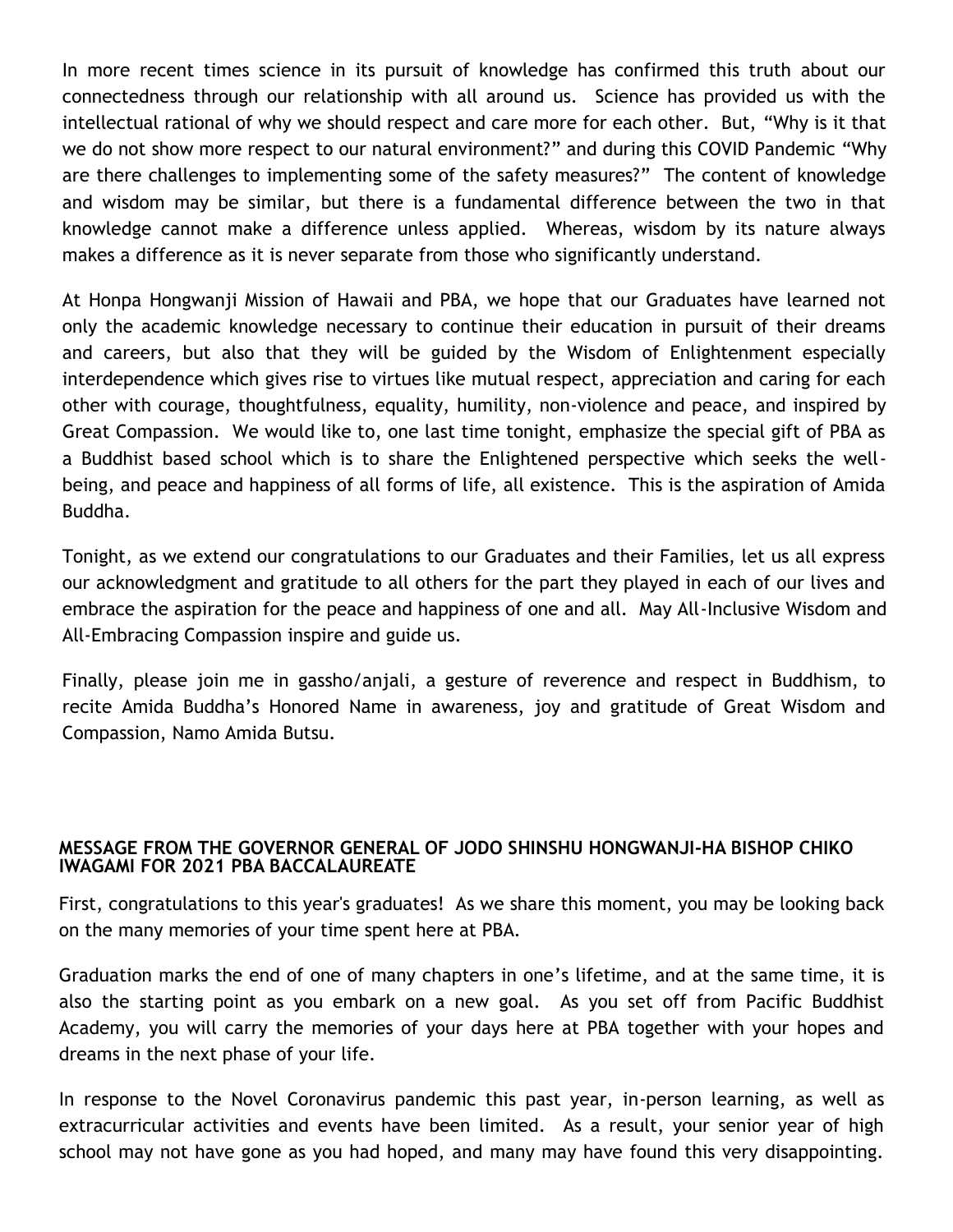In more recent times science in its pursuit of knowledge has confirmed this truth about our connectedness through our relationship with all around us. Science has provided us with the intellectual rational of why we should respect and care more for each other. But, "Why is it that we do not show more respect to our natural environment?" and during this COVID Pandemic "Why are there challenges to implementing some of the safety measures?" The content of knowledge and wisdom may be similar, but there is a fundamental difference between the two in that knowledge cannot make a difference unless applied. Whereas, wisdom by its nature always makes a difference as it is never separate from those who significantly understand.

At Honpa Hongwanji Mission of Hawaii and PBA, we hope that our Graduates have learned not only the academic knowledge necessary to continue their education in pursuit of their dreams and careers, but also that they will be guided by the Wisdom of Enlightenment especially interdependence which gives rise to virtues like mutual respect, appreciation and caring for each other with courage, thoughtfulness, equality, humility, non-violence and peace, and inspired by Great Compassion. We would like to, one last time tonight, emphasize the special gift of PBA as a Buddhist based school which is to share the Enlightened perspective which seeks the well-being, and peace and happiness of all forms of life, all existence. This is the aspiration of Amida Buddha.

Tonight, as we extend our congratulations to our Graduates and their Families, let us all express our acknowledgment and gratitude to all others for the part they played in each of our lives and embrace the aspiration for the peace and happiness of one and all. May All-Inclusive Wisdom and All-Embracing Compassion inspire and guide us.

Finally, please join me in gassho/anjali, a gesture of reverence and respect in Buddhism, to recite Amida Buddha's Honored Name in awareness, joy and gratitude of Great Wisdom and Compassion, Namo Amida Butsu.

## MESSAGE FROM THE GOVERNOR GENERAL OF JODO SHINSHU HONGWANJI-HA BISHOP CHIKO IWAGAMI FOR 2021 PBA BACCALAUREATE

First, congratulations to this year's graduates! As we share this moment, you may be looking back on the many memories of your time spent here at PBA.

Graduation marks the end of one of many chapters in one's lifetime, and at the same time, it is also the starting point as you embark on a new goal. As you set off from Pacific Buddhist Academy, you will carry the memories of your days here at PBA together with your hopes and dreams in the next phase of your life.

In response to the Novel Coronavirus pandemic this past year, in-person learning, as well as extracurricular activities and events have been limited. As a result, your senior year of high school may not have gone as you had hoped, and many may have found this very disappointing.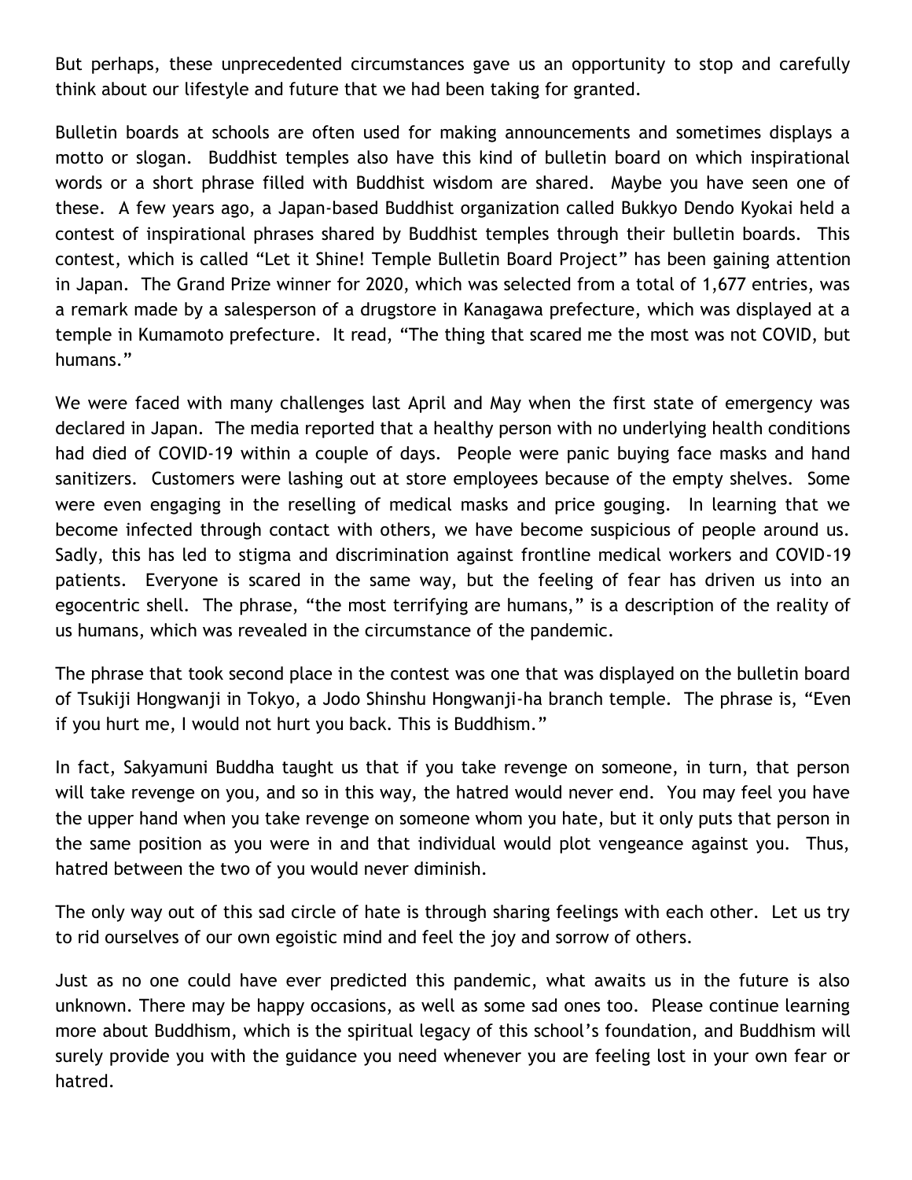But perhaps, these unprecedented circumstances gave us an opportunity to stop and carefully think about our lifestyle and future that we had been taking for granted.

Bulletin boards at schools are often used for making announcements and sometimes displays a motto or slogan. Buddhist temples also have this kind of bulletin board on which inspirational words or a short phrase filled with Buddhist wisdom are shared. Maybe you have seen one of these. A few years ago, a Japan-based Buddhist organization called Bukkyo Dendo Kyokai held a contest of inspirational phrases shared by Buddhist temples through their bulletin boards. This contest, which is called "Let it Shine! Temple Bulletin Board Project" has been gaining attention in Japan. The Grand Prize winner for 2020, which was selected from a total of 1,677 entries, was a remark made by a salesperson of a drugstore in Kanagawa prefecture, which was displayed at a temple in Kumamoto prefecture. It read, "The thing that scared me the most was not COVID, but humans."

We were faced with many challenges last April and May when the first state of emergency was declared in Japan. The media reported that a healthy person with no underlying health conditions had died of COVID-19 within a couple of days. People were panic buying face masks and hand sanitizers. Customers were lashing out at store employees because of the empty shelves. Some were even engaging in the reselling of medical masks and price gouging. In learning that we become infected through contact with others, we have become suspicious of people around us. Sadly, this has led to stigma and discrimination against frontline medical workers and COVID-19 patients. Everyone is scared in the same way, but the feeling of fear has driven us into an egocentric shell. The phrase, "the most terrifying are humans," is a description of the reality of us humans, which was revealed in the circumstance of the pandemic.

The phrase that took second place in the contest was one that was displayed on the bulletin board of Tsukiji Hongwanji in Tokyo, a Jodo Shinshu Hongwanji-ha branch temple. The phrase is, "Even if you hurt me, I would not hurt you back. This is Buddhism."

In fact, Sakyamuni Buddha taught us that if you take revenge on someone, in turn, that person will take revenge on you, and so in this way, the hatred would never end. You may feel you have the upper hand when you take revenge on someone whom you hate, but it only puts that person in the same position as you were in and that individual would plot vengeance against you. Thus, hatred between the two of you would never diminish.

The only way out of this sad circle of hate is through sharing feelings with each other. Let us try to rid ourselves of our own egoistic mind and feel the joy and sorrow of others.

Just as no one could have ever predicted this pandemic, what awaits us in the future is also unknown. There may be happy occasions, as well as some sad ones too. Please continue learning more about Buddhism, which is the spiritual legacy of this school's foundation, and Buddhism will surely provide you with the guidance you need whenever you are feeling lost in your own fear or hatred.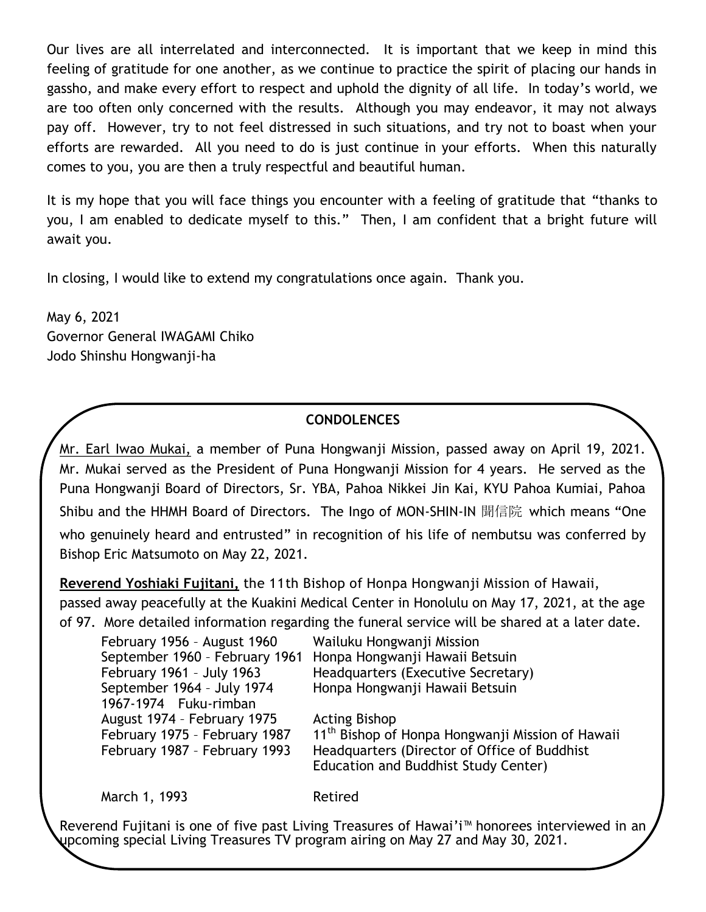Our lives are all interrelated and interconnected. It is important that we keep in mind this feeling of gratitude for one another, as we continue to practice the spirit of placing our hands in gassho, and make every effort to respect and uphold the dignity of all life. In today's world, we are too often only concerned with the results. Although you may endeavor, it may not always pay off. However, try to not feel distressed in such situations, and try not to boast when your efforts are rewarded. All you need to do is just continue in your efforts. When this naturally comes to you, you are then a truly respectful and beautiful human.

It is my hope that you will face things you encounter with a feeling of gratitude that "thanks to you, I am enabled to dedicate myself to this." Then, I am confident that a bright future will await you.

In closing, I would like to extend my congratulations once again. Thank you.

May 6, 2021
Governor General IWAGAMI Chiko
Jodo Shinshu Hongwanji-ha

## CONDOLENCES

Mr. Earl Iwao Mukai, a member of Puna Hongwanji Mission, passed away on April 19, 2021. Mr. Mukai served as the President of Puna Hongwanji Mission for 4 years. He served as the Puna Hongwanji Board of Directors, Sr. YBA, Pahoa Nikkei Jin Kai, KYU Pahoa Kumiai, Pahoa Shibu and the HHMH Board of Directors. The Ingo of MON-SHIN-IN 聞信院 which means "One who genuinely heard and entrusted" in recognition of his life of nembutsu was conferred by Bishop Eric Matsumoto on May 22, 2021.

**Reverend Yoshiaki Fujitani,** the 11th Bishop of Honpa Hongwanji Mission of Hawaii, passed away peacefully at the Kuakini Medical Center in Honolulu on May 17, 2021, at the age of 97. More detailed information regarding the funeral service will be shared at a later date.

| | |
|---|---|
| February 1956 – August 1960 | Wailuku Hongwanji Mission |
| September 1960 – February 1961 | Honpa Hongwanji Hawaii Betsuin |
| February 1961 – July 1963 | Headquarters (Executive Secretary) |
| September 1964 – July 1974 | Honpa Hongwanji Hawaii Betsuin |
| 1967-1974 Fuku-rimban | |
| August 1974 – February 1975 | Acting Bishop |
| February 1975 – February 1987 | 11th Bishop of Honpa Hongwanji Mission of Hawaii |
| February 1987 – February 1993 | Headquarters (Director of Office of Buddhist Education and Buddhist Study Center) |
| March 1, 1993 | Retired |

Reverend Fujitani is one of five past Living Treasures of Hawai'i™ honorees interviewed in an upcoming special Living Treasures TV program airing on May 27 and May 30, 2021.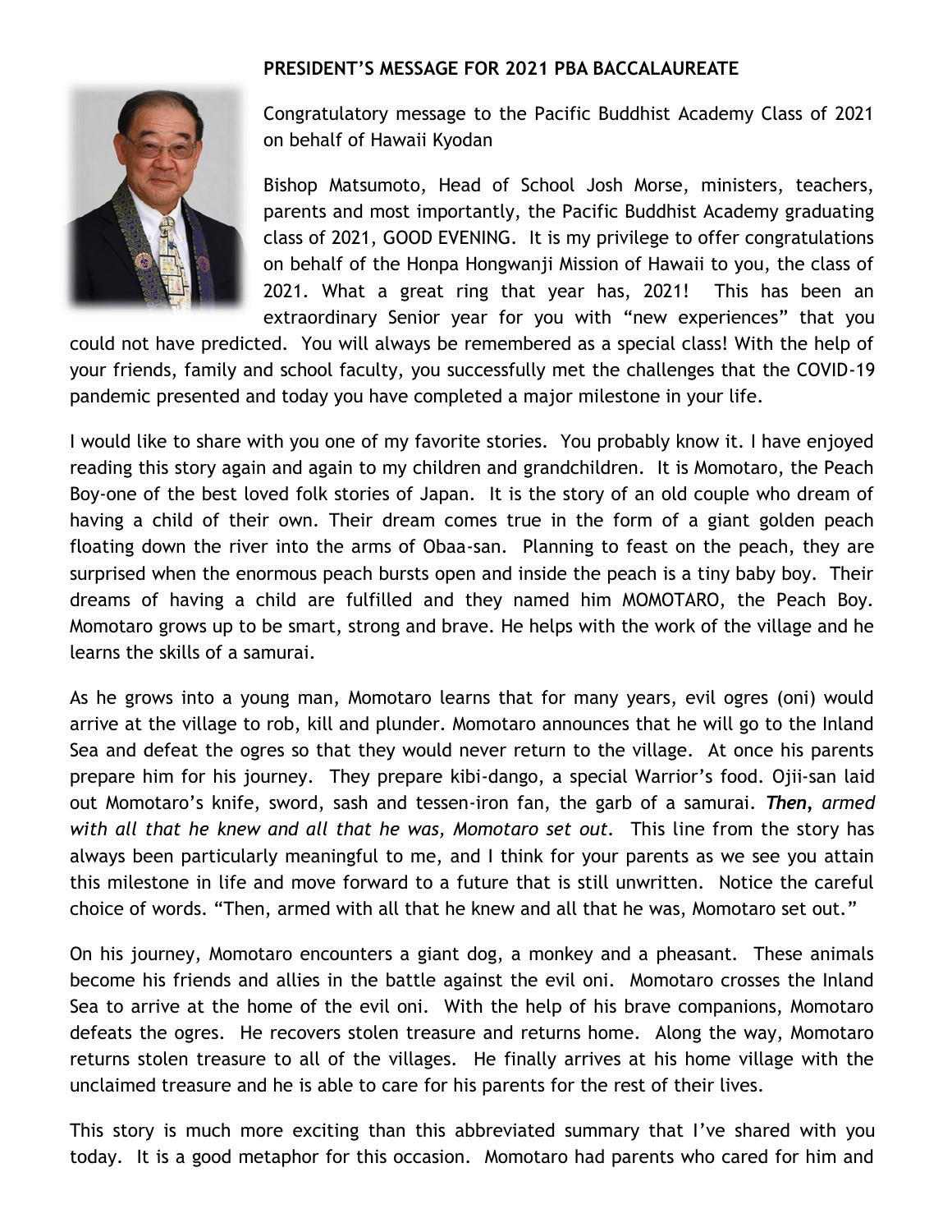**PRESIDENT'S MESSAGE FOR 2021 PBA BACCALAUREATE**

Congratulatory message to the Pacific Buddhist Academy Class of 2021 on behalf of Hawaii Kyodan

Bishop Matsumoto, Head of School Josh Morse, ministers, teachers, parents and most importantly, the Pacific Buddhist Academy graduating class of 2021, GOOD EVENING. It is my privilege to offer congratulations on behalf of the Honpa Hongwanji Mission of Hawaii to you, the class of 2021. What a great ring that year has, 2021! This has been an extraordinary Senior year for you with "new experiences" that you could not have predicted. You will always be remembered as a special class! With the help of your friends, family and school faculty, you successfully met the challenges that the COVID-19 pandemic presented and today you have completed a major milestone in your life.

I would like to share with you one of my favorite stories. You probably know it. I have enjoyed reading this story again and again to my children and grandchildren. It is Momotaro, the Peach Boy-one of the best loved folk stories of Japan. It is the story of an old couple who dream of having a child of their own. Their dream comes true in the form of a giant golden peach floating down the river into the arms of Obaa-san. Planning to feast on the peach, they are surprised when the enormous peach bursts open and inside the peach is a tiny baby boy. Their dreams of having a child are fulfilled and they named him MOMOTARO, the Peach Boy. Momotaro grows up to be smart, strong and brave. He helps with the work of the village and he learns the skills of a samurai.

As he grows into a young man, Momotaro learns that for many years, evil ogres (oni) would arrive at the village to rob, kill and plunder. Momotaro announces that he will go to the Inland Sea and defeat the ogres so that they would never return to the village. At once his parents prepare him for his journey. They prepare kibi-dango, a special Warrior's food. Ojii-san laid out Momotaro's knife, sword, sash and tessen-iron fan, the garb of a samurai. ***Then,** armed with all that he knew and all that he was, Momotaro set out.* This line from the story has always been particularly meaningful to me, and I think for your parents as we see you attain this milestone in life and move forward to a future that is still unwritten. Notice the careful choice of words. "Then, armed with all that he knew and all that he was, Momotaro set out."

On his journey, Momotaro encounters a giant dog, a monkey and a pheasant. These animals become his friends and allies in the battle against the evil oni. Momotaro crosses the Inland Sea to arrive at the home of the evil oni. With the help of his brave companions, Momotaro defeats the ogres. He recovers stolen treasure and returns home. Along the way, Momotaro returns stolen treasure to all of the villages. He finally arrives at his home village with the unclaimed treasure and he is able to care for his parents for the rest of their lives.

This story is much more exciting than this abbreviated summary that I've shared with you today. It is a good metaphor for this occasion. Momotaro had parents who cared for him and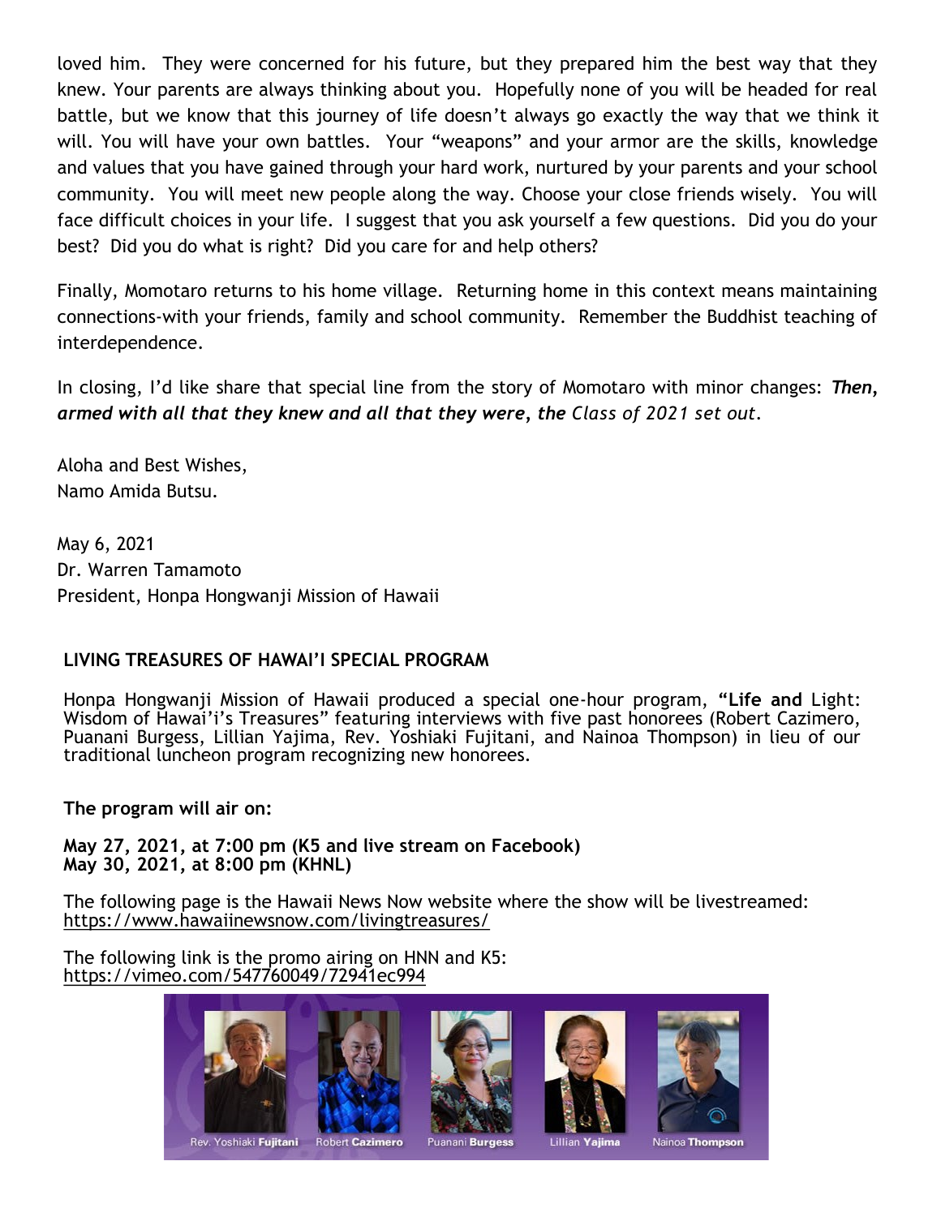loved him. They were concerned for his future, but they prepared him the best way that they knew. Your parents are always thinking about you. Hopefully none of you will be headed for real battle, but we know that this journey of life doesn't always go exactly the way that we think it will. You will have your own battles. Your "weapons" and your armor are the skills, knowledge and values that you have gained through your hard work, nurtured by your parents and your school community. You will meet new people along the way. Choose your close friends wisely. You will face difficult choices in your life. I suggest that you ask yourself a few questions. Did you do your best? Did you do what is right? Did you care for and help others?

Finally, Momotaro returns to his home village. Returning home in this context means maintaining connections-with your friends, family and school community. Remember the Buddhist teaching of interdependence.

In closing, I'd like share that special line from the story of Momotaro with minor changes: ***Then, armed with all that they knew and all that they were, the*** *Class of 2021 set out.*

Aloha and Best Wishes,
Namo Amida Butsu.

May 6, 2021
Dr. Warren Tamamoto
President, Honpa Hongwanji Mission of Hawaii

## LIVING TREASURES OF HAWAI'I SPECIAL PROGRAM

Honpa Hongwanji Mission of Hawaii produced a special one-hour program, **"Life and** Light: Wisdom of Hawai'i's Treasures" featuring interviews with five past honorees (Robert Cazimero, Puanani Burgess, Lillian Yajima, Rev. Yoshiaki Fujitani, and Nainoa Thompson) in lieu of our traditional luncheon program recognizing new honorees.

**The program will air on:**

**May 27, 2021, at 7:00 pm (K5 and live stream on Facebook)**
**May 30, 2021, at 8:00 pm (KHNL)**

The following page is the Hawaii News Now website where the show will be livestreamed:
https://www.hawaiinewsnow.com/livingtreasures/

The following link is the promo airing on HNN and K5:
https://vimeo.com/547760049/72941ec994

Rev. Yoshiaki **Fujitani** Robert **Cazimero** Puanani **Burgess** Lillian **Yajima** Nainoa **Thompson**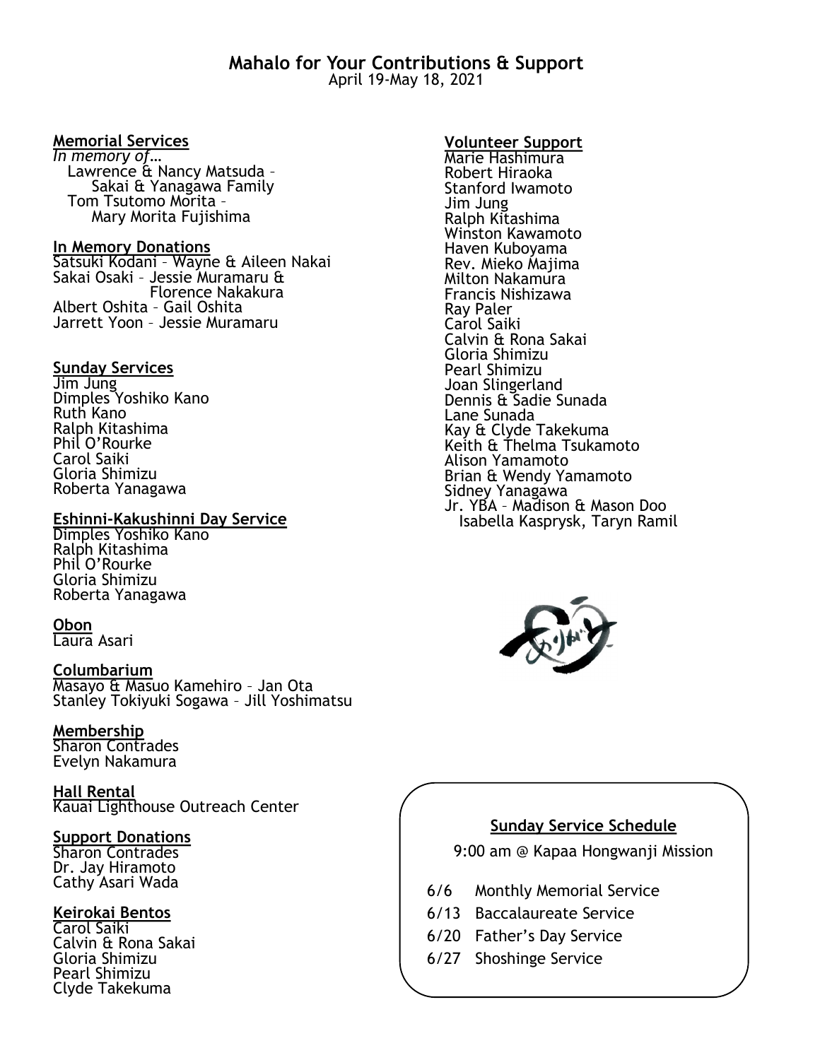# Mahalo for Your Contributions & Support

April 19-May 18, 2021

**Memorial Services**

*In memory of…*

Lawrence & Nancy Matsuda – Sakai & Yanagawa Family

Tom Tsutomo Morita – Mary Morita Fujishima

**In Memory Donations**

Satsuki Kodani – Wayne & Aileen Nakai

Sakai Osaki – Jessie Muramaru & Florence Nakakura

Albert Oshita – Gail Oshita

Jarrett Yoon – Jessie Muramaru

**Sunday Services**

Jim Jung
Dimples Yoshiko Kano
Ruth Kano
Ralph Kitashima
Phil O'Rourke
Carol Saiki
Gloria Shimizu
Roberta Yanagawa

**Eshinni-Kakushinni Day Service**

Dimples Yoshiko Kano
Ralph Kitashima
Phil O'Rourke
Gloria Shimizu
Roberta Yanagawa

**Obon**

Laura Asari

**Columbarium**

Masayo & Masuo Kamehiro – Jan Ota

Stanley Tokiyuki Sogawa – Jill Yoshimatsu

**Membership**

Sharon Contrades
Evelyn Nakamura

**Hall Rental**

Kauai Lighthouse Outreach Center

**Support Donations**

Sharon Contrades
Dr. Jay Hiramoto
Cathy Asari Wada

**Keirokai Bentos**

Carol Saiki
Calvin & Rona Sakai
Gloria Shimizu
Pearl Shimizu
Clyde Takekuma

**Volunteer Support**

Marie Hashimura
Robert Hiraoka
Stanford Iwamoto
Jim Jung
Ralph Kitashima
Winston Kawamoto
Haven Kuboyama
Rev. Mieko Majima
Milton Nakamura
Francis Nishizawa
Ray Paler
Carol Saiki
Calvin & Rona Sakai
Gloria Shimizu
Pearl Shimizu
Joan Slingerland
Dennis & Sadie Sunada
Lane Sunada
Kay & Clyde Takekuma
Keith & Thelma Tsukamoto
Alison Yamamoto
Brian & Wendy Yamamoto
Sidney Yanagawa
Jr. YBA – Madison & Mason Doo
Isabella Kasprysk, Taryn Ramil

**Sunday Service Schedule**

9:00 am @ Kapaa Hongwanji Mission

6/6 Monthly Memorial Service
6/13 Baccalaureate Service
6/20 Father's Day Service
6/27 Shoshinge Service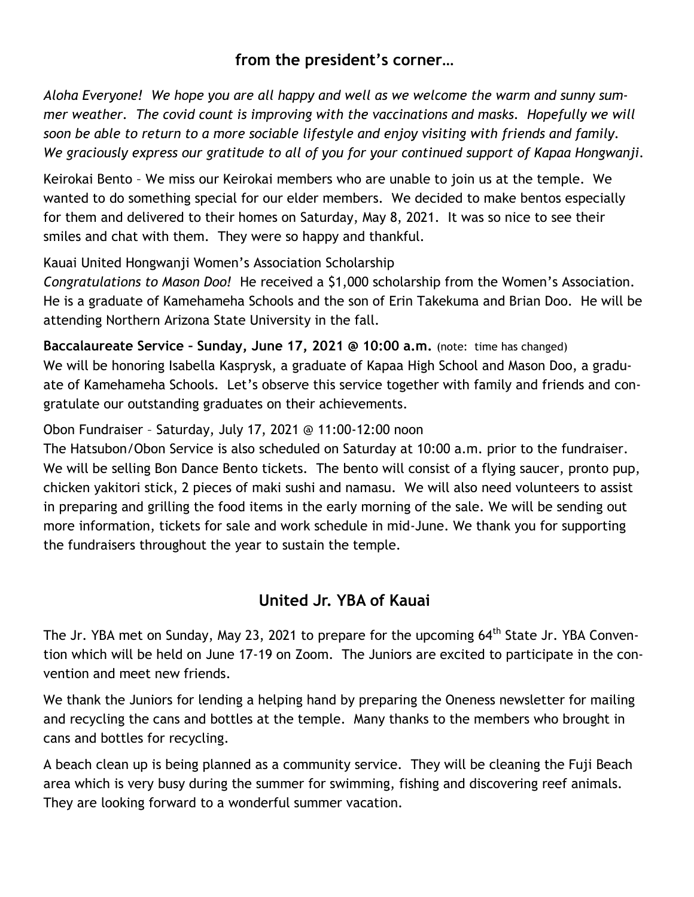## from the president's corner…

*Aloha Everyone! We hope you are all happy and well as we welcome the warm and sunny summer weather. The covid count is improving with the vaccinations and masks. Hopefully we will soon be able to return to a more sociable lifestyle and enjoy visiting with friends and family. We graciously express our gratitude to all of you for your continued support of Kapaa Hongwanji.*

Keirokai Bento – We miss our Keirokai members who are unable to join us at the temple. We wanted to do something special for our elder members. We decided to make bentos especially for them and delivered to their homes on Saturday, May 8, 2021. It was so nice to see their smiles and chat with them. They were so happy and thankful.

Kauai United Hongwanji Women's Association Scholarship
*Congratulations to Mason Doo!* He received a $1,000 scholarship from the Women's Association. He is a graduate of Kamehameha Schools and the son of Erin Takekuma and Brian Doo. He will be attending Northern Arizona State University in the fall.

**Baccalaureate Service – Sunday, June 17, 2021 @ 10:00 a.m.** (note: time has changed)
We will be honoring Isabella Kasprysk, a graduate of Kapaa High School and Mason Doo, a graduate of Kamehameha Schools. Let's observe this service together with family and friends and congratulate our outstanding graduates on their achievements.

Obon Fundraiser – Saturday, July 17, 2021 @ 11:00-12:00 noon
The Hatsubon/Obon Service is also scheduled on Saturday at 10:00 a.m. prior to the fundraiser. We will be selling Bon Dance Bento tickets. The bento will consist of a flying saucer, pronto pup, chicken yakitori stick, 2 pieces of maki sushi and namasu. We will also need volunteers to assist in preparing and grilling the food items in the early morning of the sale. We will be sending out more information, tickets for sale and work schedule in mid-June. We thank you for supporting the fundraisers throughout the year to sustain the temple.

## United Jr. YBA of Kauai

The Jr. YBA met on Sunday, May 23, 2021 to prepare for the upcoming 64th State Jr. YBA Convention which will be held on June 17-19 on Zoom. The Juniors are excited to participate in the convention and meet new friends.

We thank the Juniors for lending a helping hand by preparing the Oneness newsletter for mailing and recycling the cans and bottles at the temple. Many thanks to the members who brought in cans and bottles for recycling.

A beach clean up is being planned as a community service. They will be cleaning the Fuji Beach area which is very busy during the summer for swimming, fishing and discovering reef animals. They are looking forward to a wonderful summer vacation.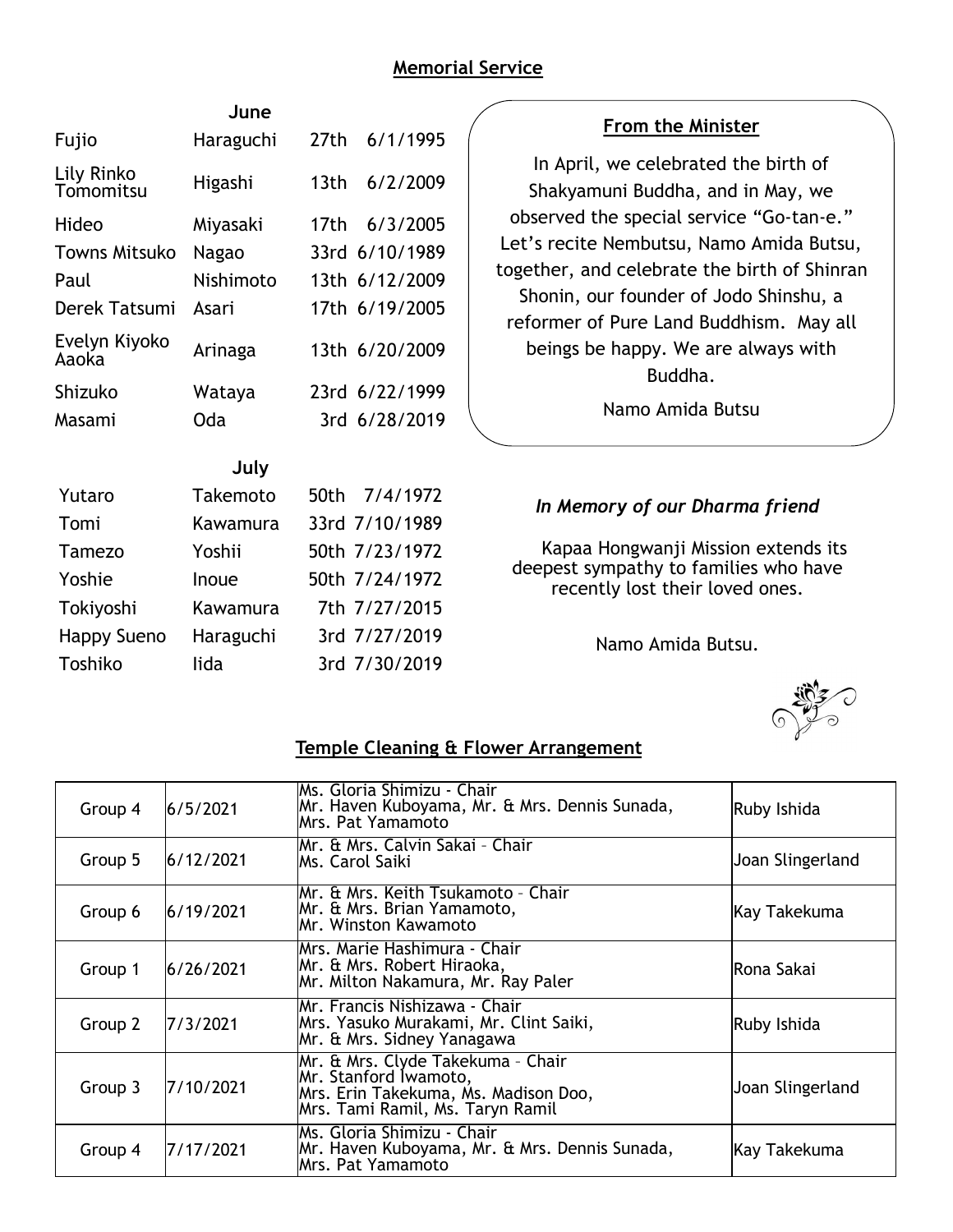## Memorial Service

| | June | | |
|---|---|---|---|
| Fujio | Haraguchi | 27th | 6/1/1995 |
| Lily Rinko Tomomitsu | Higashi | 13th | 6/2/2009 |
| Hideo | Miyasaki | 17th | 6/3/2005 |
| Towns Mitsuko | Nagao | 33rd | 6/10/1989 |
| Paul | Nishimoto | 13th | 6/12/2009 |
| Derek Tatsumi | Asari | 17th | 6/19/2005 |
| Evelyn Kiyoko Aaoka | Arinaga | 13th | 6/20/2009 |
| Shizuko | Wataya | 23rd | 6/22/1999 |
| Masami | Oda | 3rd | 6/28/2019 |

| | July | | |
|---|---|---|---|
| Yutaro | Takemoto | 50th | 7/4/1972 |
| Tomi | Kawamura | 33rd | 7/10/1989 |
| Tamezo | Yoshii | 50th | 7/23/1972 |
| Yoshie | Inoue | 50th | 7/24/1972 |
| Tokiyoshi | Kawamura | 7th | 7/27/2015 |
| Happy Sueno | Haraguchi | 3rd | 7/27/2019 |
| Toshiko | Iida | 3rd | 7/30/2019 |

### From the Minister

In April, we celebrated the birth of Shakyamuni Buddha, and in May, we observed the special service "Go-tan-e." Let's recite Nembutsu, Namo Amida Butsu, together, and celebrate the birth of Shinran Shonin, our founder of Jodo Shinshu, a reformer of Pure Land Buddhism. May all beings be happy. We are always with Buddha.

Namo Amida Butsu

### *In Memory of our Dharma friend*

Kapaa Hongwanji Mission extends its deepest sympathy to families who have recently lost their loved ones.

Namo Amida Butsu.

## Temple Cleaning & Flower Arrangement

| Group | Date | Members | Flower Arrangement |
|---|---|---|---|
| Group 4 | 6/5/2021 | Ms. Gloria Shimizu - Chair<br>Mr. Haven Kuboyama, Mr. & Mrs. Dennis Sunada,<br>Mrs. Pat Yamamoto | Ruby Ishida |
| Group 5 | 6/12/2021 | Mr. & Mrs. Calvin Sakai – Chair<br>Ms. Carol Saiki | Joan Slingerland |
| Group 6 | 6/19/2021 | Mr. & Mrs. Keith Tsukamoto – Chair<br>Mr. & Mrs. Brian Yamamoto,<br>Mr. Winston Kawamoto | Kay Takekuma |
| Group 1 | 6/26/2021 | Mrs. Marie Hashimura - Chair<br>Mr. & Mrs. Robert Hiraoka,<br>Mr. Milton Nakamura, Mr. Ray Paler | Rona Sakai |
| Group 2 | 7/3/2021 | Mr. Francis Nishizawa - Chair<br>Mrs. Yasuko Murakami, Mr. Clint Saiki,<br>Mr. & Mrs. Sidney Yanagawa | Ruby Ishida |
| Group 3 | 7/10/2021 | Mr. & Mrs. Clyde Takekuma – Chair<br>Mr. Stanford Iwamoto,<br>Mrs. Erin Takekuma, Ms. Madison Doo,<br>Mrs. Tami Ramil, Ms. Taryn Ramil | Joan Slingerland |
| Group 4 | 7/17/2021 | Ms. Gloria Shimizu - Chair<br>Mr. Haven Kuboyama, Mr. & Mrs. Dennis Sunada,<br>Mrs. Pat Yamamoto | Kay Takekuma |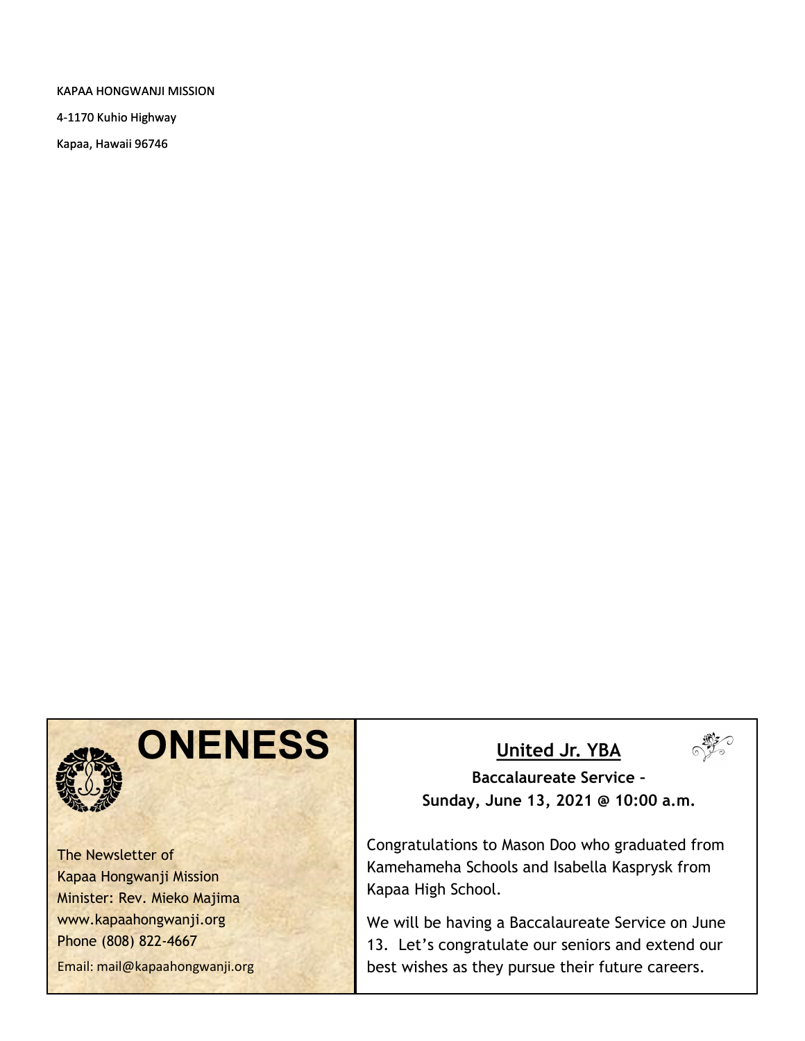KAPAA HONGWANJI MISSION

4-1170 Kuhio Highway

Kapaa, Hawaii 96746

# ONENESS

The Newsletter of
Kapaa Hongwanji Mission
Minister: Rev. Mieko Majima
www.kapaahongwanji.org
Phone (808) 822-4667
Email: mail@kapaahongwanji.org

## United Jr. YBA

**Baccalaureate Service – Sunday, June 13, 2021 @ 10:00 a.m.**

Congratulations to Mason Doo who graduated from Kamehameha Schools and Isabella Kasprysk from Kapaa High School.

We will be having a Baccalaureate Service on June 13. Let's congratulate our seniors and extend our best wishes as they pursue their future careers.